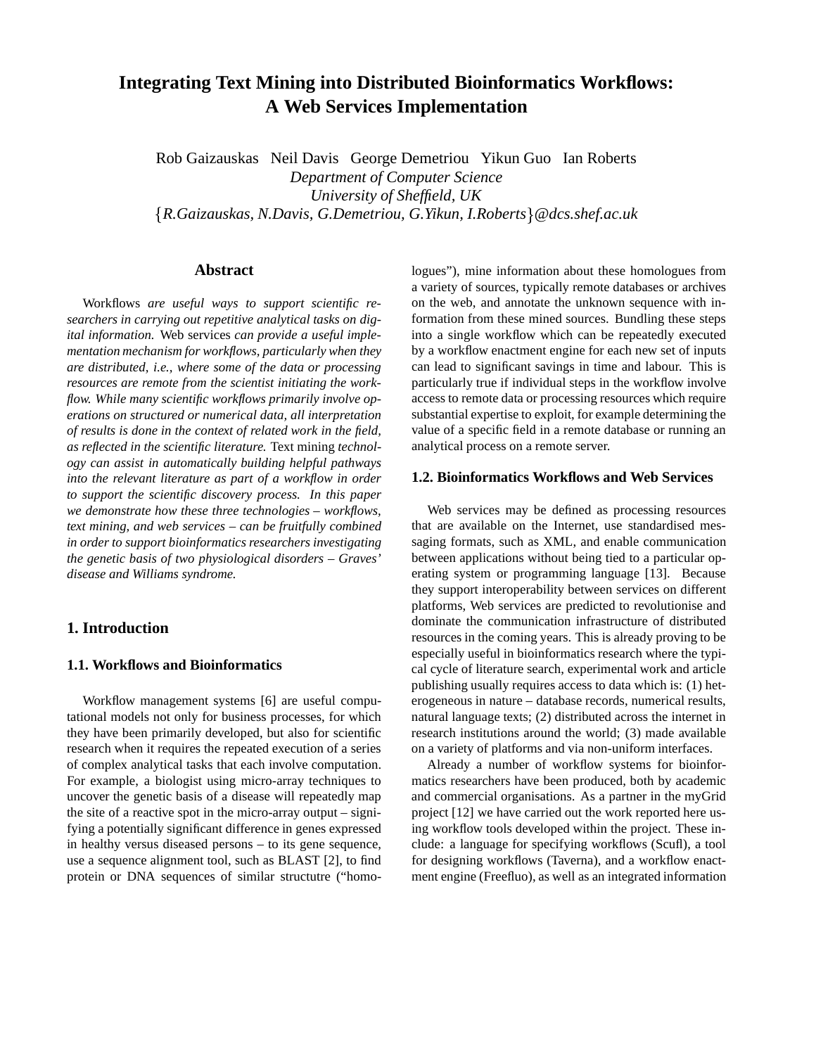# Integrating Text Mining into Distributed Bioinformatics Workflows: A Web Services Implementation

Rob Gaizauskas   Neil Davis   George Demetriou   Yikun Guo   Ian Roberts
*Department of Computer Science*
*University of Sheffield, UK*
{*R.Gaizauskas, N.Davis, G.Demetriou, G.Yikun, I.Roberts*}*@dcs.shef.ac.uk*

## Abstract

Workflows *are useful ways to support scientific researchers in carrying out repetitive analytical tasks on digital information.* Web services *can provide a useful implementation mechanism for workflows, particularly when they are distributed, i.e., where some of the data or processing resources are remote from the scientist initiating the workflow. While many scientific workflows primarily involve operations on structured or numerical data, all interpretation of results is done in the context of related work in the field, as reflected in the scientific literature.* Text mining *technology can assist in automatically building helpful pathways into the relevant literature as part of a workflow in order to support the scientific discovery process. In this paper we demonstrate how these three technologies – workflows, text mining, and web services – can be fruitfully combined in order to support bioinformatics researchers investigating the genetic basis of two physiological disorders – Graves' disease and Williams syndrome.*

## 1. Introduction

### 1.1. Workflows and Bioinformatics

Workflow management systems [6] are useful computational models not only for business processes, for which they have been primarily developed, but also for scientific research when it requires the repeated execution of a series of complex analytical tasks that each involve computation. For example, a biologist using micro-array techniques to uncover the genetic basis of a disease will repeatedly map the site of a reactive spot in the micro-array output – signifying a potentially significant difference in genes expressed in healthy versus diseased persons – to its gene sequence, use a sequence alignment tool, such as BLAST [2], to find protein or DNA sequences of similar structutre ("homologues"), mine information about these homologues from a variety of sources, typically remote databases or archives on the web, and annotate the unknown sequence with information from these mined sources. Bundling these steps into a single workflow which can be repeatedly executed by a workflow enactment engine for each new set of inputs can lead to significant savings in time and labour. This is particularly true if individual steps in the workflow involve access to remote data or processing resources which require substantial expertise to exploit, for example determining the value of a specific field in a remote database or running an analytical process on a remote server.

### 1.2. Bioinformatics Workflows and Web Services

Web services may be defined as processing resources that are available on the Internet, use standardised messaging formats, such as XML, and enable communication between applications without being tied to a particular operating system or programming language [13]. Because they support interoperability between services on different platforms, Web services are predicted to revolutionise and dominate the communication infrastructure of distributed resources in the coming years. This is already proving to be especially useful in bioinformatics research where the typical cycle of literature search, experimental work and article publishing usually requires access to data which is: (1) heterogeneous in nature – database records, numerical results, natural language texts; (2) distributed across the internet in research institutions around the world; (3) made available on a variety of platforms and via non-uniform interfaces.

Already a number of workflow systems for bioinformatics researchers have been produced, both by academic and commercial organisations. As a partner in the myGrid project [12] we have carried out the work reported here using workflow tools developed within the project. These include: a language for specifying workflows (Scufl), a tool for designing workflows (Taverna), and a workflow enactment engine (Freefluo), as well as an integrated information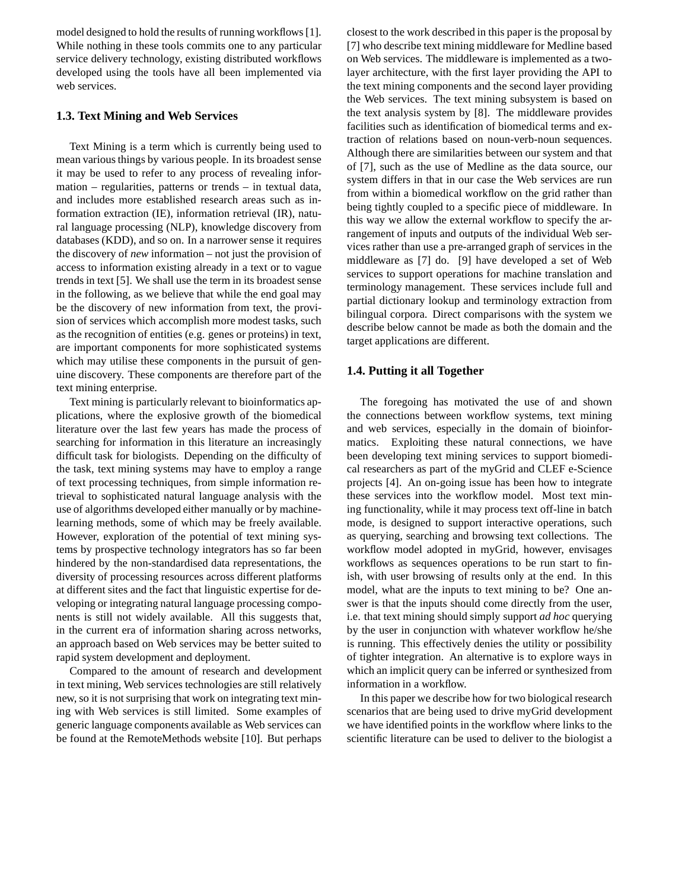model designed to hold the results of running workflows [1]. While nothing in these tools commits one to any particular service delivery technology, existing distributed workflows developed using the tools have all been implemented via web services.

### 1.3. Text Mining and Web Services

Text Mining is a term which is currently being used to mean various things by various people. In its broadest sense it may be used to refer to any process of revealing information – regularities, patterns or trends – in textual data, and includes more established research areas such as information extraction (IE), information retrieval (IR), natural language processing (NLP), knowledge discovery from databases (KDD), and so on. In a narrower sense it requires the discovery of *new* information – not just the provision of access to information existing already in a text or to vague trends in text [5]. We shall use the term in its broadest sense in the following, as we believe that while the end goal may be the discovery of new information from text, the provision of services which accomplish more modest tasks, such as the recognition of entities (e.g. genes or proteins) in text, are important components for more sophisticated systems which may utilise these components in the pursuit of genuine discovery. These components are therefore part of the text mining enterprise.

Text mining is particularly relevant to bioinformatics applications, where the explosive growth of the biomedical literature over the last few years has made the process of searching for information in this literature an increasingly difficult task for biologists. Depending on the difficulty of the task, text mining systems may have to employ a range of text processing techniques, from simple information retrieval to sophisticated natural language analysis with the use of algorithms developed either manually or by machine-learning methods, some of which may be freely available. However, exploration of the potential of text mining systems by prospective technology integrators has so far been hindered by the non-standardised data representations, the diversity of processing resources across different platforms at different sites and the fact that linguistic expertise for developing or integrating natural language processing components is still not widely available. All this suggests that, in the current era of information sharing across networks, an approach based on Web services may be better suited to rapid system development and deployment.

Compared to the amount of research and development in text mining, Web services technologies are still relatively new, so it is not surprising that work on integrating text mining with Web services is still limited. Some examples of generic language components available as Web services can be found at the RemoteMethods website [10]. But perhaps closest to the work described in this paper is the proposal by [7] who describe text mining middleware for Medline based on Web services. The middleware is implemented as a two-layer architecture, with the first layer providing the API to the text mining components and the second layer providing the Web services. The text mining subsystem is based on the text analysis system by [8]. The middleware provides facilities such as identification of biomedical terms and extraction of relations based on noun-verb-noun sequences. Although there are similarities between our system and that of [7], such as the use of Medline as the data source, our system differs in that in our case the Web services are run from within a biomedical workflow on the grid rather than being tightly coupled to a specific piece of middleware. In this way we allow the external workflow to specify the arrangement of inputs and outputs of the individual Web services rather than use a pre-arranged graph of services in the middleware as [7] do. [9] have developed a set of Web services to support operations for machine translation and terminology management. These services include full and partial dictionary lookup and terminology extraction from bilingual corpora. Direct comparisons with the system we describe below cannot be made as both the domain and the target applications are different.

### 1.4. Putting it all Together

The foregoing has motivated the use of and shown the connections between workflow systems, text mining and web services, especially in the domain of bioinformatics. Exploiting these natural connections, we have been developing text mining services to support biomedical researchers as part of the myGrid and CLEF e-Science projects [4]. An on-going issue has been how to integrate these services into the workflow model. Most text mining functionality, while it may process text off-line in batch mode, is designed to support interactive operations, such as querying, searching and browsing text collections. The workflow model adopted in myGrid, however, envisages workflows as sequences operations to be run start to finish, with user browsing of results only at the end. In this model, what are the inputs to text mining to be? One answer is that the inputs should come directly from the user, i.e. that text mining should simply support *ad hoc* querying by the user in conjunction with whatever workflow he/she is running. This effectively denies the utility or possibility of tighter integration. An alternative is to explore ways in which an implicit query can be inferred or synthesized from information in a workflow.

In this paper we describe how for two biological research scenarios that are being used to drive myGrid development we have identified points in the workflow where links to the scientific literature can be used to deliver to the biologist a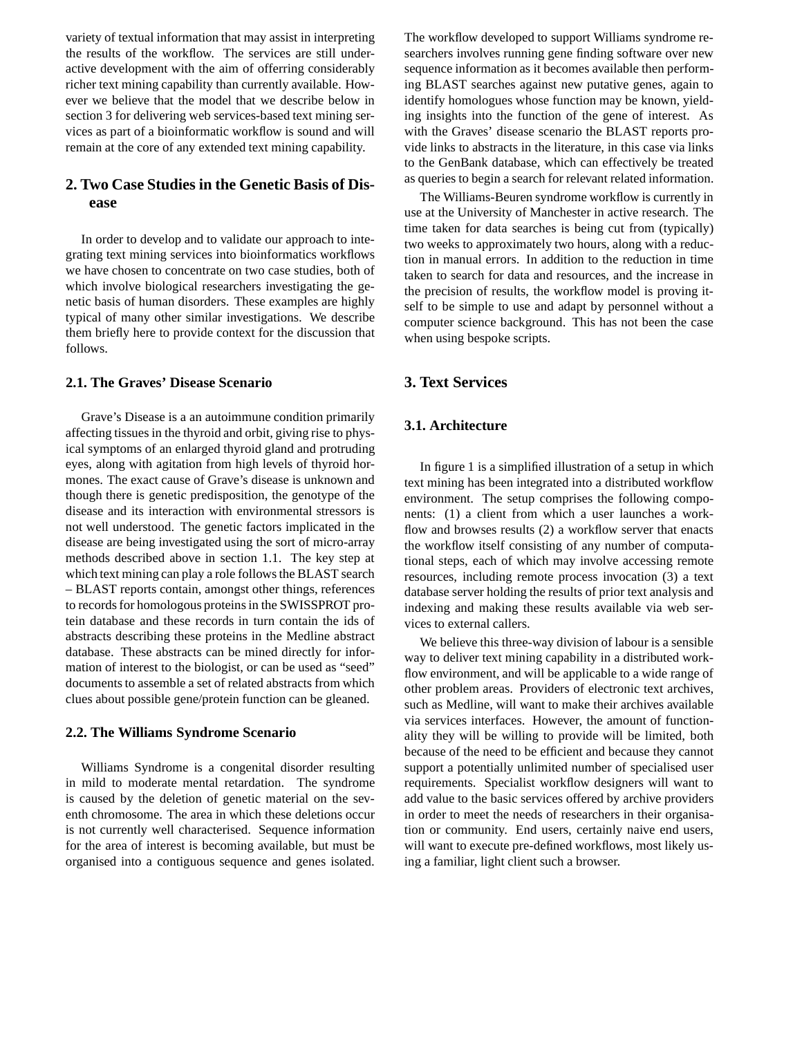variety of textual information that may assist in interpreting the results of the workflow. The services are still under-active development with the aim of offerring considerably richer text mining capability than currently available. However we believe that the model that we describe below in section 3 for delivering web services-based text mining services as part of a bioinformatic workflow is sound and will remain at the core of any extended text mining capability.

## 2. Two Case Studies in the Genetic Basis of Disease

In order to develop and to validate our approach to integrating text mining services into bioinformatics workflows we have chosen to concentrate on two case studies, both of which involve biological researchers investigating the genetic basis of human disorders. These examples are highly typical of many other similar investigations. We describe them briefly here to provide context for the discussion that follows.

### 2.1. The Graves' Disease Scenario

Grave's Disease is a an autoimmune condition primarily affecting tissues in the thyroid and orbit, giving rise to physical symptoms of an enlarged thyroid gland and protruding eyes, along with agitation from high levels of thyroid hormones. The exact cause of Grave's disease is unknown and though there is genetic predisposition, the genotype of the disease and its interaction with environmental stressors is not well understood. The genetic factors implicated in the disease are being investigated using the sort of micro-array methods described above in section 1.1. The key step at which text mining can play a role follows the BLAST search – BLAST reports contain, amongst other things, references to records for homologous proteins in the SWISSPROT protein database and these records in turn contain the ids of abstracts describing these proteins in the Medline abstract database. These abstracts can be mined directly for information of interest to the biologist, or can be used as "seed" documents to assemble a set of related abstracts from which clues about possible gene/protein function can be gleaned.

### 2.2. The Williams Syndrome Scenario

Williams Syndrome is a congenital disorder resulting in mild to moderate mental retardation. The syndrome is caused by the deletion of genetic material on the seventh chromosome. The area in which these deletions occur is not currently well characterised. Sequence information for the area of interest is becoming available, but must be organised into a contiguous sequence and genes isolated. The workflow developed to support Williams syndrome researchers involves running gene finding software over new sequence information as it becomes available then performing BLAST searches against new putative genes, again to identify homologues whose function may be known, yielding insights into the function of the gene of interest. As with the Graves' disease scenario the BLAST reports provide links to abstracts in the literature, in this case via links to the GenBank database, which can effectively be treated as queries to begin a search for relevant related information.

The Williams-Beuren syndrome workflow is currently in use at the University of Manchester in active research. The time taken for data searches is being cut from (typically) two weeks to approximately two hours, along with a reduction in manual errors. In addition to the reduction in time taken to search for data and resources, and the increase in the precision of results, the workflow model is proving itself to be simple to use and adapt by personnel without a computer science background. This has not been the case when using bespoke scripts.

## 3. Text Services

### 3.1. Architecture

In figure 1 is a simplified illustration of a setup in which text mining has been integrated into a distributed workflow environment. The setup comprises the following components: (1) a client from which a user launches a workflow and browses results (2) a workflow server that enacts the workflow itself consisting of any number of computational steps, each of which may involve accessing remote resources, including remote process invocation (3) a text database server holding the results of prior text analysis and indexing and making these results available via web services to external callers.

We believe this three-way division of labour is a sensible way to deliver text mining capability in a distributed workflow environment, and will be applicable to a wide range of other problem areas. Providers of electronic text archives, such as Medline, will want to make their archives available via services interfaces. However, the amount of functionality they will be willing to provide will be limited, both because of the need to be efficient and because they cannot support a potentially unlimited number of specialised user requirements. Specialist workflow designers will want to add value to the basic services offered by archive providers in order to meet the needs of researchers in their organisation or community. End users, certainly naive end users, will want to execute pre-defined workflows, most likely using a familiar, light client such a browser.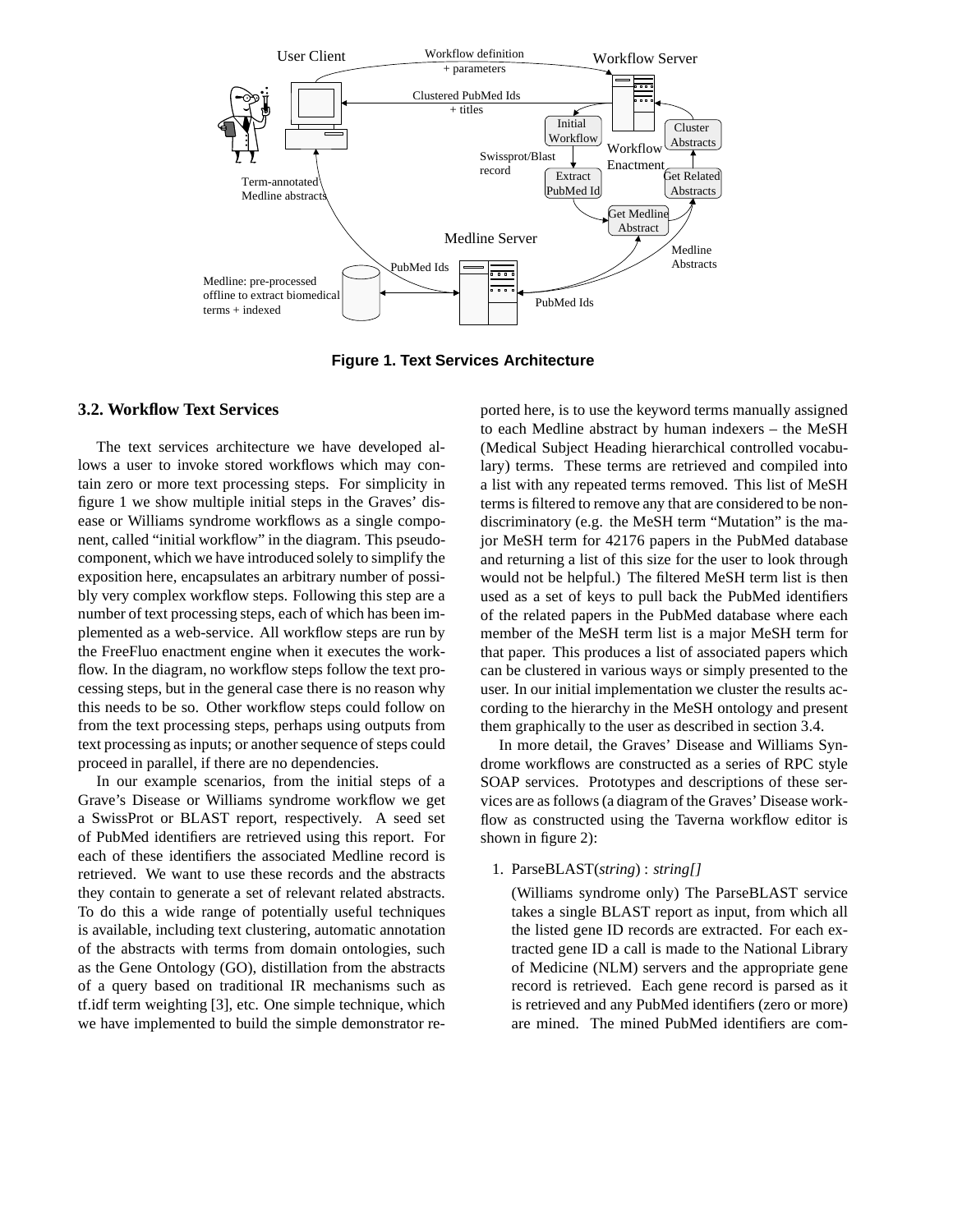Figure 1. Text Services Architecture

### 3.2. Workflow Text Services

The text services architecture we have developed allows a user to invoke stored workflows which may contain zero or more text processing steps. For simplicity in figure 1 we show multiple initial steps in the Graves' disease or Williams syndrome workflows as a single component, called "initial workflow" in the diagram. This pseudo-component, which we have introduced solely to simplify the exposition here, encapsulates an arbitrary number of possibly very complex workflow steps. Following this step are a number of text processing steps, each of which has been implemented as a web-service. All workflow steps are run by the FreeFluo enactment engine when it executes the workflow. In the diagram, no workflow steps follow the text processing steps, but in the general case there is no reason why this needs to be so. Other workflow steps could follow on from the text processing steps, perhaps using outputs from text processing as inputs; or another sequence of steps could proceed in parallel, if there are no dependencies.

In our example scenarios, from the initial steps of a Grave's Disease or Williams syndrome workflow we get a SwissProt or BLAST report, respectively. A seed set of PubMed identifiers are retrieved using this report. For each of these identifiers the associated Medline record is retrieved. We want to use these records and the abstracts they contain to generate a set of relevant related abstracts. To do this a wide range of potentially useful techniques is available, including text clustering, automatic annotation of the abstracts with terms from domain ontologies, such as the Gene Ontology (GO), distillation from the abstracts of a query based on traditional IR mechanisms such as tf.idf term weighting [3], etc. One simple technique, which we have implemented to build the simple demonstrator reported here, is to use the keyword terms manually assigned to each Medline abstract by human indexers – the MeSH (Medical Subject Heading hierarchical controlled vocabulary) terms. These terms are retrieved and compiled into a list with any repeated terms removed. This list of MeSH terms is filtered to remove any that are considered to be non-discriminatory (e.g. the MeSH term "Mutation" is the major MeSH term for 42176 papers in the PubMed database and returning a list of this size for the user to look through would not be helpful.) The filtered MeSH term list is then used as a set of keys to pull back the PubMed identifiers of the related papers in the PubMed database where each member of the MeSH term list is a major MeSH term for that paper. This produces a list of associated papers which can be clustered in various ways or simply presented to the user. In our initial implementation we cluster the results according to the hierarchy in the MeSH ontology and present them graphically to the user as described in section 3.4.

In more detail, the Graves' Disease and Williams Syndrome workflows are constructed as a series of RPC style SOAP services. Prototypes and descriptions of these services are as follows (a diagram of the Graves' Disease workflow as constructed using the Taverna workflow editor is shown in figure 2):

1. ParseBLAST(*string*) : *string[]*

   (Williams syndrome only) The ParseBLAST service takes a single BLAST report as input, from which all the listed gene ID records are extracted. For each extracted gene ID a call is made to the National Library of Medicine (NLM) servers and the appropriate gene record is retrieved. Each gene record is parsed as it is retrieved and any PubMed identifiers (zero or more) are mined. The mined PubMed identifiers are com-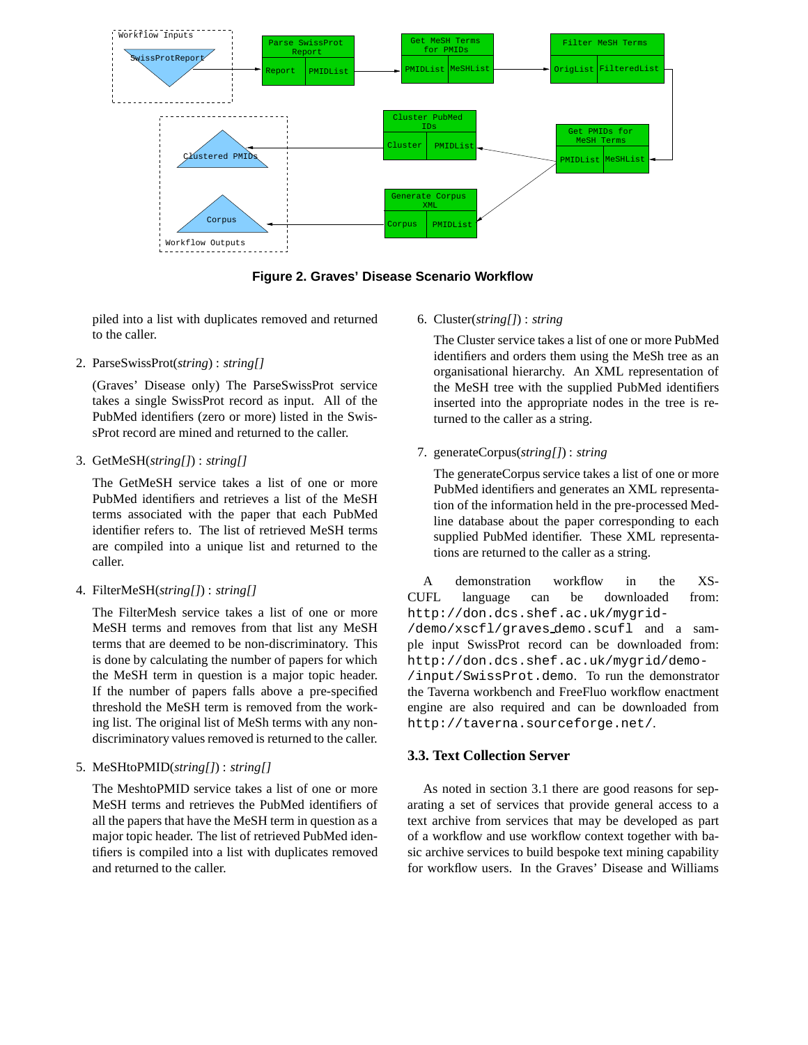**Figure 2. Graves' Disease Scenario Workflow**

piled into a list with duplicates removed and returned to the caller.

2. ParseSwissProt(*string*) : *string[]*

   (Graves' Disease only) The ParseSwissProt service takes a single SwissProt record as input. All of the PubMed identifiers (zero or more) listed in the SwissProt record are mined and returned to the caller.

3. GetMeSH(*string[]*) : *string[]*

   The GetMeSH service takes a list of one or more PubMed identifiers and retrieves a list of the MeSH terms associated with the paper that each PubMed identifier refers to. The list of retrieved MeSH terms are compiled into a unique list and returned to the caller.

4. FilterMeSH(*string[]*) : *string[]*

   The FilterMesh service takes a list of one or more MeSH terms and removes from that list any MeSH terms that are deemed to be non-discriminatory. This is done by calculating the number of papers for which the MeSH term in question is a major topic header. If the number of papers falls above a pre-specified threshold the MeSH term is removed from the working list. The original list of MeSh terms with any non-discriminatory values removed is returned to the caller.

5. MeSHtoPMID(*string[]*) : *string[]*

   The MeshtoPMID service takes a list of one or more MeSH terms and retrieves the PubMed identifiers of all the papers that have the MeSH term in question as a major topic header. The list of retrieved PubMed identifiers is compiled into a list with duplicates removed and returned to the caller.

6. Cluster(*string[]*) : *string*

   The Cluster service takes a list of one or more PubMed identifiers and orders them using the MeSh tree as an organisational hierarchy. An XML representation of the MeSH tree with the supplied PubMed identifiers inserted into the appropriate nodes in the tree is returned to the caller as a string.

7. generateCorpus(*string[]*) : *string*

   The generateCorpus service takes a list of one or more PubMed identifiers and generates an XML representation of the information held in the pre-processed Medline database about the paper corresponding to each supplied PubMed identifier. These XML representations are returned to the caller as a string.

A demonstration workflow in the XSCUFL language can be downloaded from: `http://don.dcs.shef.ac.uk/mygrid-/demo/xscfl/graves_demo.scufl` and a sample input SwissProt record can be downloaded from: `http://don.dcs.shef.ac.uk/mygrid/demo-/input/SwissProt.demo`. To run the demonstrator the Taverna workbench and FreeFluo workflow enactment engine are also required and can be downloaded from `http://taverna.sourceforge.net/`.

### 3.3. Text Collection Server

As noted in section 3.1 there are good reasons for separating a set of services that provide general access to a text archive from services that may be developed as part of a workflow and use workflow context together with basic archive services to build bespoke text mining capability for workflow users. In the Graves' Disease and Williams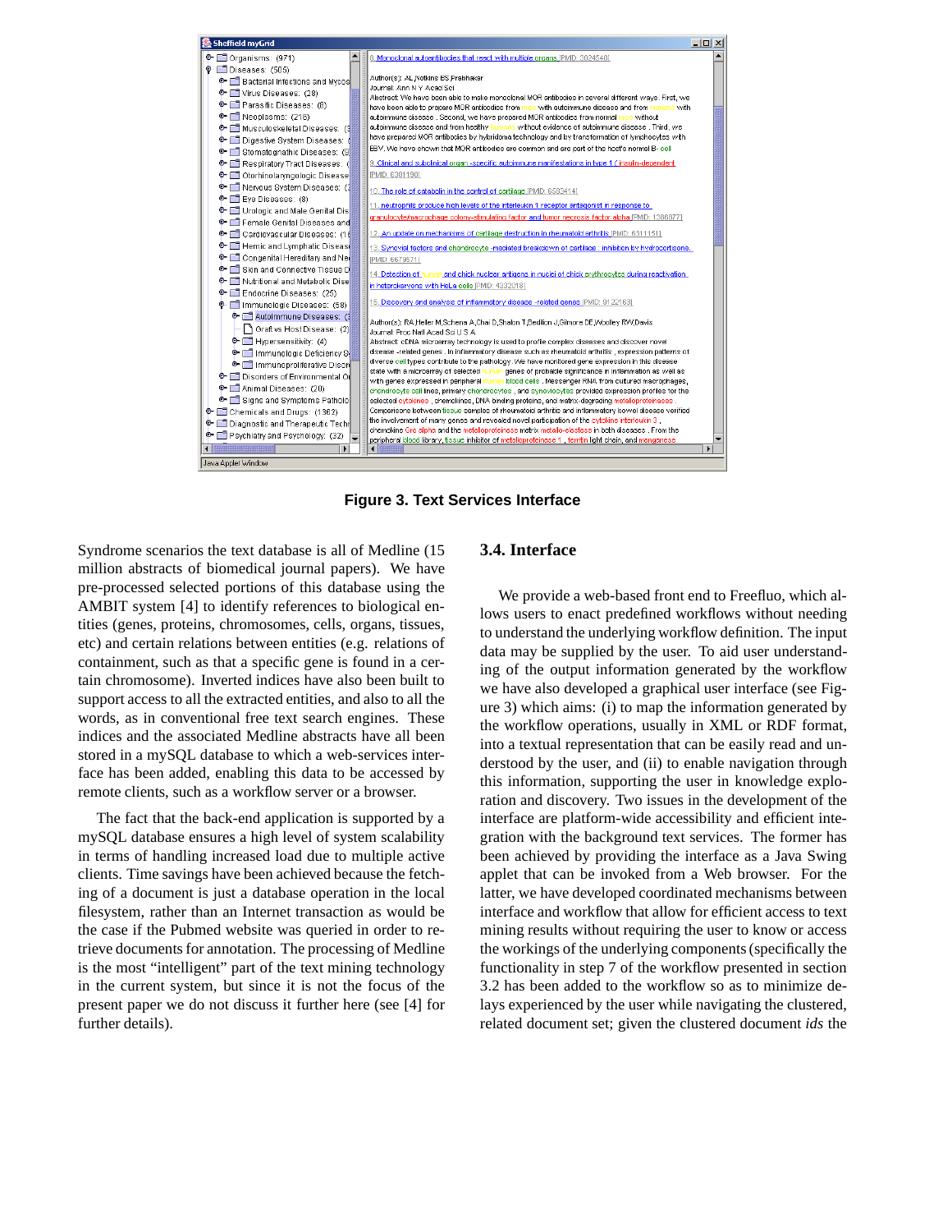Figure 3. Text Services Interface

Syndrome scenarios the text database is all of Medline (15 million abstracts of biomedical journal papers). We have pre-processed selected portions of this database using the AMBIT system [4] to identify references to biological entities (genes, proteins, chromosomes, cells, organs, tissues, etc) and certain relations between entities (e.g. relations of containment, such as that a specific gene is found in a certain chromosome). Inverted indices have also been built to support access to all the extracted entities, and also to all the words, as in conventional free text search engines. These indices and the associated Medline abstracts have all been stored in a mySQL database to which a web-services interface has been added, enabling this data to be accessed by remote clients, such as a workflow server or a browser.

The fact that the back-end application is supported by a mySQL database ensures a high level of system scalability in terms of handling increased load due to multiple active clients. Time savings have been achieved because the fetching of a document is just a database operation in the local filesystem, rather than an Internet transaction as would be the case if the Pubmed website was queried in order to retrieve documents for annotation. The processing of Medline is the most "intelligent" part of the text mining technology in the current system, but since it is not the focus of the present paper we do not discuss it further here (see [4] for further details).

## 3.4. Interface

We provide a web-based front end to Freefluo, which allows users to enact predefined workflows without needing to understand the underlying workflow definition. The input data may be supplied by the user. To aid user understanding of the output information generated by the workflow we have also developed a graphical user interface (see Figure 3) which aims: (i) to map the information generated by the workflow operations, usually in XML or RDF format, into a textual representation that can be easily read and understood by the user, and (ii) to enable navigation through this information, supporting the user in knowledge exploration and discovery. Two issues in the development of the interface are platform-wide accessibility and efficient integration with the background text services. The former has been achieved by providing the interface as a Java Swing applet that can be invoked from a Web browser. For the latter, we have developed coordinated mechanisms between interface and workflow that allow for efficient access to text mining results without requiring the user to know or access the workings of the underlying components (specifically the functionality in step 7 of the workflow presented in section 3.2 has been added to the workflow so as to minimize delays experienced by the user while navigating the clustered, related document set; given the clustered document *ids* the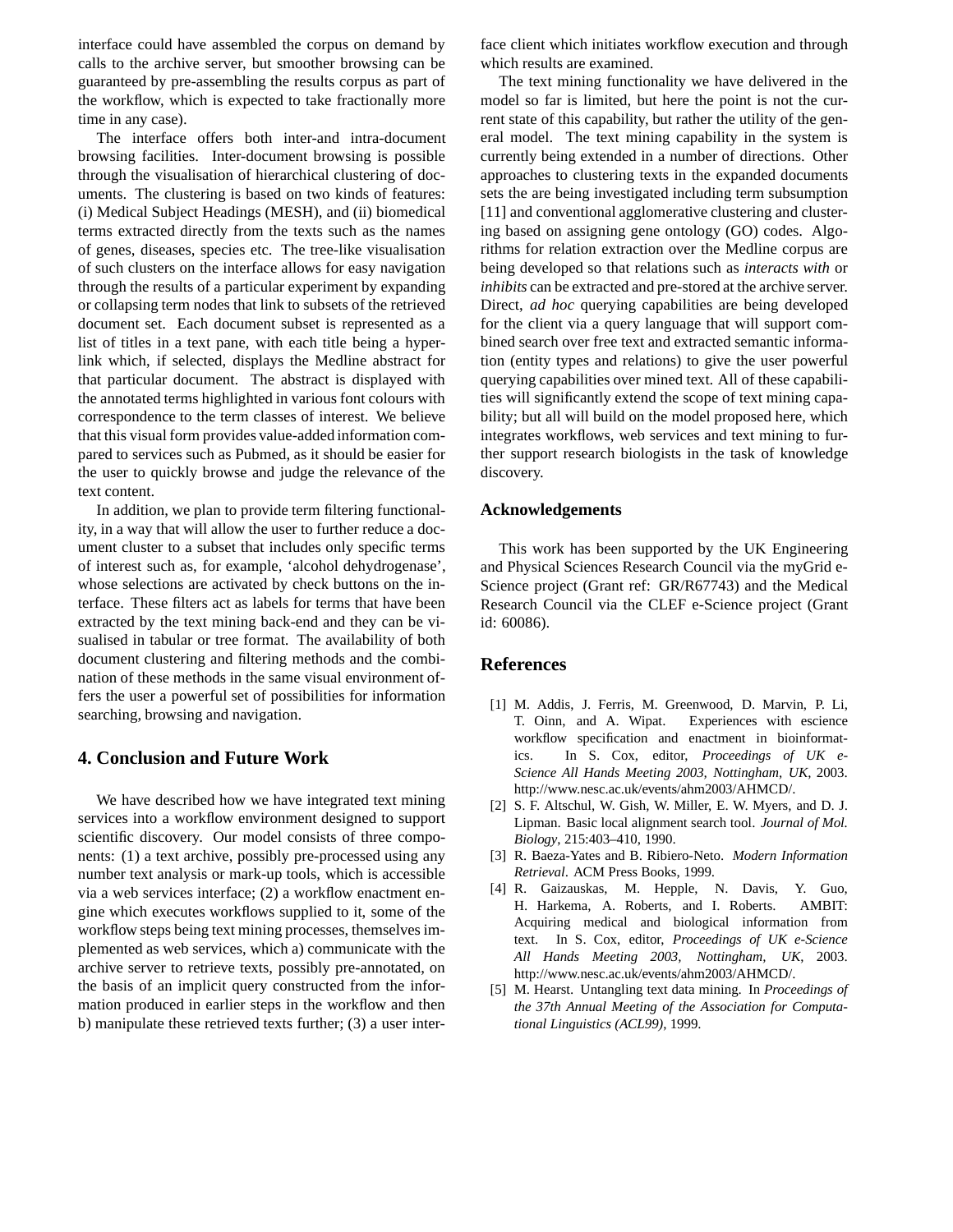interface could have assembled the corpus on demand by calls to the archive server, but smoother browsing can be guaranteed by pre-assembling the results corpus as part of the workflow, which is expected to take fractionally more time in any case).

The interface offers both inter-and intra-document browsing facilities. Inter-document browsing is possible through the visualisation of hierarchical clustering of documents. The clustering is based on two kinds of features: (i) Medical Subject Headings (MESH), and (ii) biomedical terms extracted directly from the texts such as the names of genes, diseases, species etc. The tree-like visualisation of such clusters on the interface allows for easy navigation through the results of a particular experiment by expanding or collapsing term nodes that link to subsets of the retrieved document set. Each document subset is represented as a list of titles in a text pane, with each title being a hyperlink which, if selected, displays the Medline abstract for that particular document. The abstract is displayed with the annotated terms highlighted in various font colours with correspondence to the term classes of interest. We believe that this visual form provides value-added information compared to services such as Pubmed, as it should be easier for the user to quickly browse and judge the relevance of the text content.

In addition, we plan to provide term filtering functionality, in a way that will allow the user to further reduce a document cluster to a subset that includes only specific terms of interest such as, for example, 'alcohol dehydrogenase', whose selections are activated by check buttons on the interface. These filters act as labels for terms that have been extracted by the text mining back-end and they can be visualised in tabular or tree format. The availability of both document clustering and filtering methods and the combination of these methods in the same visual environment offers the user a powerful set of possibilities for information searching, browsing and navigation.

## 4. Conclusion and Future Work

We have described how we have integrated text mining services into a workflow environment designed to support scientific discovery. Our model consists of three components: (1) a text archive, possibly pre-processed using any number text analysis or mark-up tools, which is accessible via a web services interface; (2) a workflow enactment engine which executes workflows supplied to it, some of the workflow steps being text mining processes, themselves implemented as web services, which a) communicate with the archive server to retrieve texts, possibly pre-annotated, on the basis of an implicit query constructed from the information produced in earlier steps in the workflow and then b) manipulate these retrieved texts further; (3) a user interface client which initiates workflow execution and through which results are examined.

The text mining functionality we have delivered in the model so far is limited, but here the point is not the current state of this capability, but rather the utility of the general model. The text mining capability in the system is currently being extended in a number of directions. Other approaches to clustering texts in the expanded documents sets the are being investigated including term subsumption [11] and conventional agglomerative clustering and clustering based on assigning gene ontology (GO) codes. Algorithms for relation extraction over the Medline corpus are being developed so that relations such as *interacts with* or *inhibits* can be extracted and pre-stored at the archive server. Direct, *ad hoc* querying capabilities are being developed for the client via a query language that will support combined search over free text and extracted semantic information (entity types and relations) to give the user powerful querying capabilities over mined text. All of these capabilities will significantly extend the scope of text mining capability; but all will build on the model proposed here, which integrates workflows, web services and text mining to further support research biologists in the task of knowledge discovery.

## Acknowledgements

This work has been supported by the UK Engineering and Physical Sciences Research Council via the myGrid e-Science project (Grant ref: GR/R67743) and the Medical Research Council via the CLEF e-Science project (Grant id: 60086).

## References

[1] M. Addis, J. Ferris, M. Greenwood, D. Marvin, P. Li, T. Oinn, and A. Wipat. Experiences with escience workflow specification and enactment in bioinformatics. In S. Cox, editor, *Proceedings of UK e-Science All Hands Meeting 2003, Nottingham, UK*, 2003. http://www.nesc.ac.uk/events/ahm2003/AHMCD/.

[2] S. F. Altschul, W. Gish, W. Miller, E. W. Myers, and D. J. Lipman. Basic local alignment search tool. *Journal of Mol. Biology*, 215:403–410, 1990.

[3] R. Baeza-Yates and B. Ribiero-Neto. *Modern Information Retrieval*. ACM Press Books, 1999.

[4] R. Gaizauskas, M. Hepple, N. Davis, Y. Guo, H. Harkema, A. Roberts, and I. Roberts. AMBIT: Acquiring medical and biological information from text. In S. Cox, editor, *Proceedings of UK e-Science All Hands Meeting 2003, Nottingham, UK*, 2003. http://www.nesc.ac.uk/events/ahm2003/AHMCD/.

[5] M. Hearst. Untangling text data mining. In *Proceedings of the 37th Annual Meeting of the Association for Computational Linguistics (ACL99)*, 1999.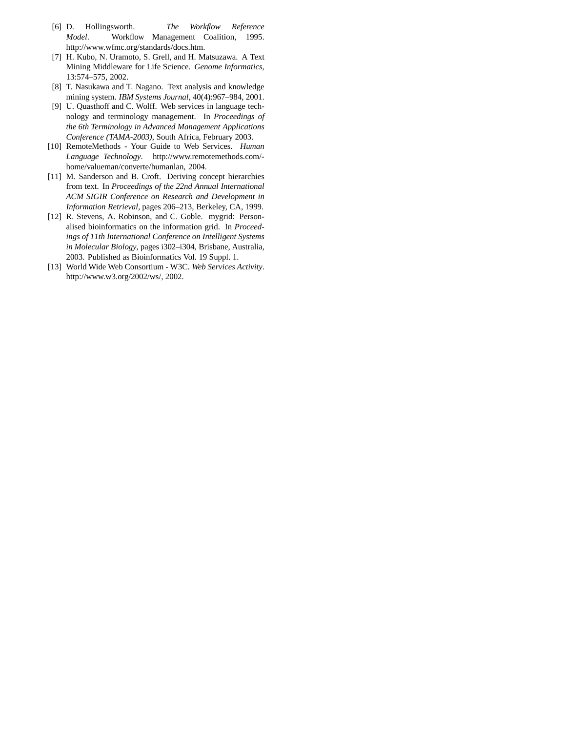[6] D. Hollingsworth. *The Workflow Reference Model*. Workflow Management Coalition, 1995. http://www.wfmc.org/standards/docs.htm.

[7] H. Kubo, N. Uramoto, S. Grell, and H. Matsuzawa. A Text Mining Middleware for Life Science. *Genome Informatics*, 13:574–575, 2002.

[8] T. Nasukawa and T. Nagano. Text analysis and knowledge mining system. *IBM Systems Journal*, 40(4):967–984, 2001.

[9] U. Quasthoff and C. Wolff. Web services in language technology and terminology management. In *Proceedings of the 6th Terminology in Advanced Management Applications Conference (TAMA-2003)*, South Africa, February 2003.

[10] RemoteMethods - Your Guide to Web Services. *Human Language Technology*. http://www.remotemethods.com/-home/valueman/converte/humanlan, 2004.

[11] M. Sanderson and B. Croft. Deriving concept hierarchies from text. In *Proceedings of the 22nd Annual International ACM SIGIR Conference on Research and Development in Information Retrieval*, pages 206–213, Berkeley, CA, 1999.

[12] R. Stevens, A. Robinson, and C. Goble. mygrid: Personalised bioinformatics on the information grid. In *Proceedings of 11th International Conference on Intelligent Systems in Molecular Biology*, pages i302–i304, Brisbane, Australia, 2003. Published as Bioinformatics Vol. 19 Suppl. 1.

[13] World Wide Web Consortium - W3C. *Web Services Activity*. http://www.w3.org/2002/ws/, 2002.